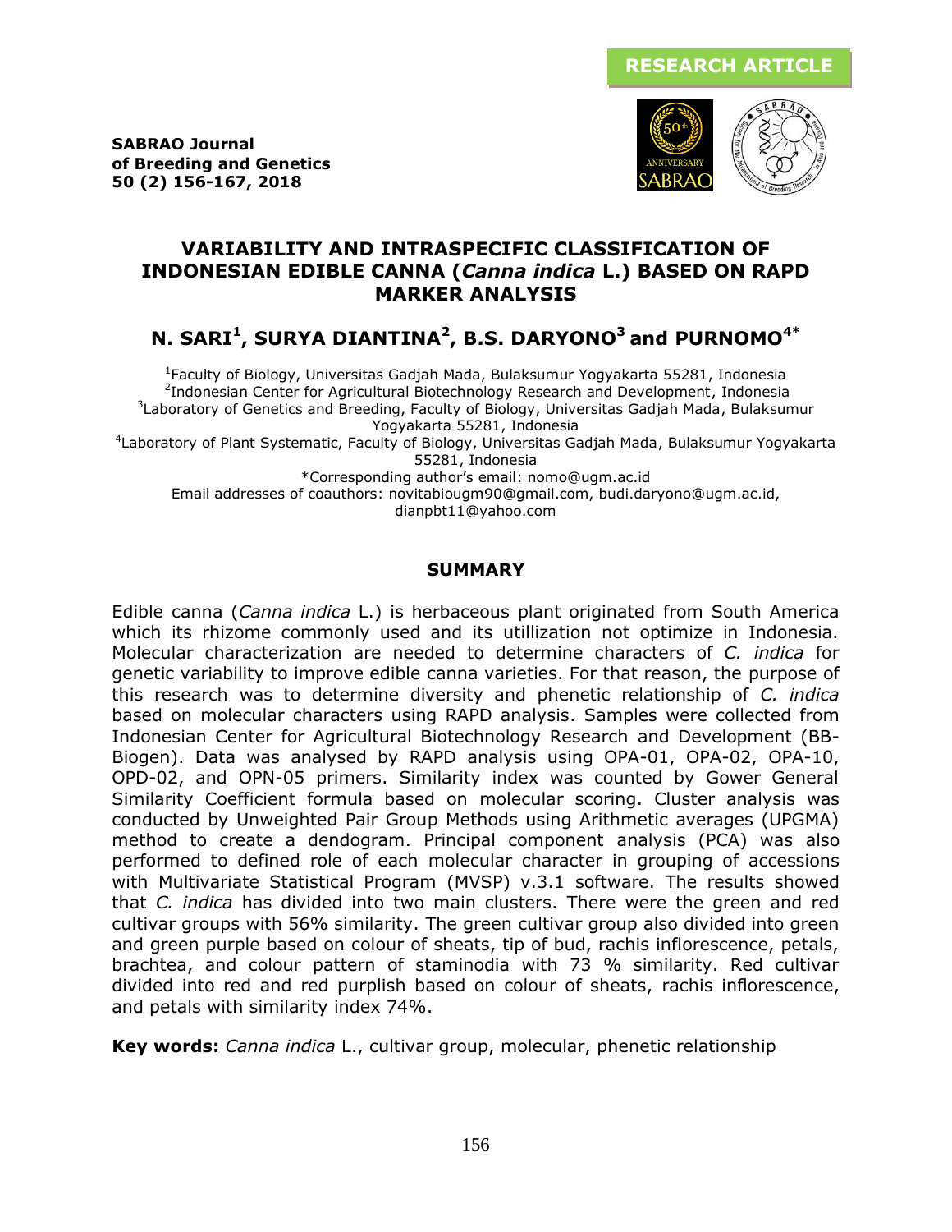**RESEARCH ARTICLE**

**SABRAO Journal of Breeding and Genetics**
**50 (2) 156-167, 2018**

# VARIABILITY AND INTRASPECIFIC CLASSIFICATION OF INDONESIAN EDIBLE CANNA (*Canna indica* L.) BASED ON RAPD MARKER ANALYSIS

## N. SARI[1], SURYA DIANTINA[2], B.S. DARYONO[3] and PURNOMO[4*]

[1]Faculty of Biology, Universitas Gadjah Mada, Bulaksumur Yogyakarta 55281, Indonesia
[2]Indonesian Center for Agricultural Biotechnology Research and Development, Indonesia
[3]Laboratory of Genetics and Breeding, Faculty of Biology, Universitas Gadjah Mada, Bulaksumur Yogyakarta 55281, Indonesia
[4]Laboratory of Plant Systematic, Faculty of Biology, Universitas Gadjah Mada, Bulaksumur Yogyakarta 55281, Indonesia
*Corresponding author's email: nomo@ugm.ac.id
Email addresses of coauthors: novitabiougm90@gmail.com, budi.daryono@ugm.ac.id, dianpbt11@yahoo.com

## SUMMARY

Edible canna (*Canna indica* L.) is herbaceous plant originated from South America which its rhizome commonly used and its utillization not optimize in Indonesia. Molecular characterization are needed to determine characters of *C. indica* for genetic variability to improve edible canna varieties. For that reason, the purpose of this research was to determine diversity and phenetic relationship of *C. indica* based on molecular characters using RAPD analysis. Samples were collected from Indonesian Center for Agricultural Biotechnology Research and Development (BB-Biogen). Data was analysed by RAPD analysis using OPA-01, OPA-02, OPA-10, OPD-02, and OPN-05 primers. Similarity index was counted by Gower General Similarity Coefficient formula based on molecular scoring. Cluster analysis was conducted by Unweighted Pair Group Methods using Arithmetic averages (UPGMA) method to create a dendogram. Principal component analysis (PCA) was also performed to defined role of each molecular character in grouping of accessions with Multivariate Statistical Program (MVSP) v.3.1 software. The results showed that *C. indica* has divided into two main clusters. There were the green and red cultivar groups with 56% similarity. The green cultivar group also divided into green and green purple based on colour of sheats, tip of bud, rachis inflorescence, petals, brachtea, and colour pattern of staminodia with 73 % similarity. Red cultivar divided into red and red purplish based on colour of sheats, rachis inflorescence, and petals with similarity index 74%.

**Key words:** *Canna indica* L., cultivar group, molecular, phenetic relationship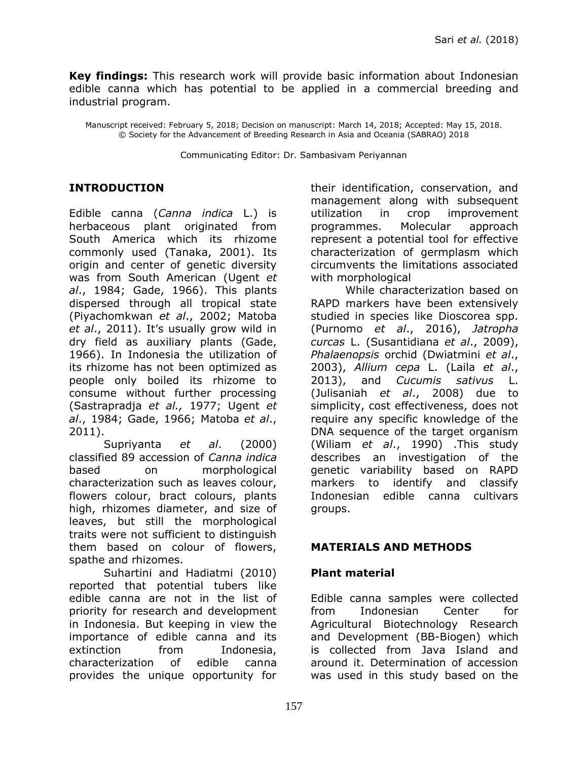**Key findings:** This research work will provide basic information about Indonesian edible canna which has potential to be applied in a commercial breeding and industrial program.

Manuscript received: February 5, 2018; Decision on manuscript: March 14, 2018; Accepted: May 15, 2018.
© Society for the Advancement of Breeding Research in Asia and Oceania (SABRAO) 2018

Communicating Editor: Dr. Sambasivam Periyannan

## INTRODUCTION

Edible canna (*Canna indica* L.) is herbaceous plant originated from South America which its rhizome commonly used (Tanaka, 2001). Its origin and center of genetic diversity was from South American (Ugent *et al*., 1984; Gade, 1966). This plants dispersed through all tropical state (Piyachomkwan *et al*., 2002; Matoba *et al*., 2011). It's usually grow wild in dry field as auxiliary plants (Gade, 1966). In Indonesia the utilization of its rhizome has not been optimized as people only boiled its rhizome to consume without further processing (Sastrapradja *et al.,* 1977; Ugent *et al*., 1984; Gade, 1966; Matoba *et al*., 2011).

Supriyanta *et al*. (2000) classified 89 accession of *Canna indica* based on morphological characterization such as leaves colour, flowers colour, bract colours, plants high, rhizomes diameter, and size of leaves, but still the morphological traits were not sufficient to distinguish them based on colour of flowers, spathe and rhizomes.

Suhartini and Hadiatmi (2010) reported that potential tubers like edible canna are not in the list of priority for research and development in Indonesia. But keeping in view the importance of edible canna and its extinction from Indonesia, characterization of edible canna provides the unique opportunity for their identification, conservation, and management along with subsequent utilization in crop improvement programmes. Molecular approach represent a potential tool for effective characterization of germplasm which circumvents the limitations associated with morphological

While characterization based on RAPD markers have been extensively studied in species like Dioscorea spp. (Purnomo *et al*., 2016), *Jatropha curcas* L. (Susantidiana *et al*., 2009), *Phalaenopsis* orchid (Dwiatmini *et al*., 2003), *Allium cepa* L. (Laila *et al*., 2013), and *Cucumis sativus* L. (Julisaniah *et al*., 2008) due to simplicity, cost effectiveness, does not require any specific knowledge of the DNA sequence of the target organism (Wiliam *et al*., 1990) .This study describes an investigation of the genetic variability based on RAPD markers to identify and classify Indonesian edible canna cultivars groups.

## MATERIALS AND METHODS

### Plant material

Edible canna samples were collected from Indonesian Center for Agricultural Biotechnology Research and Development (BB-Biogen) which is collected from Java Island and around it. Determination of accession was used in this study based on the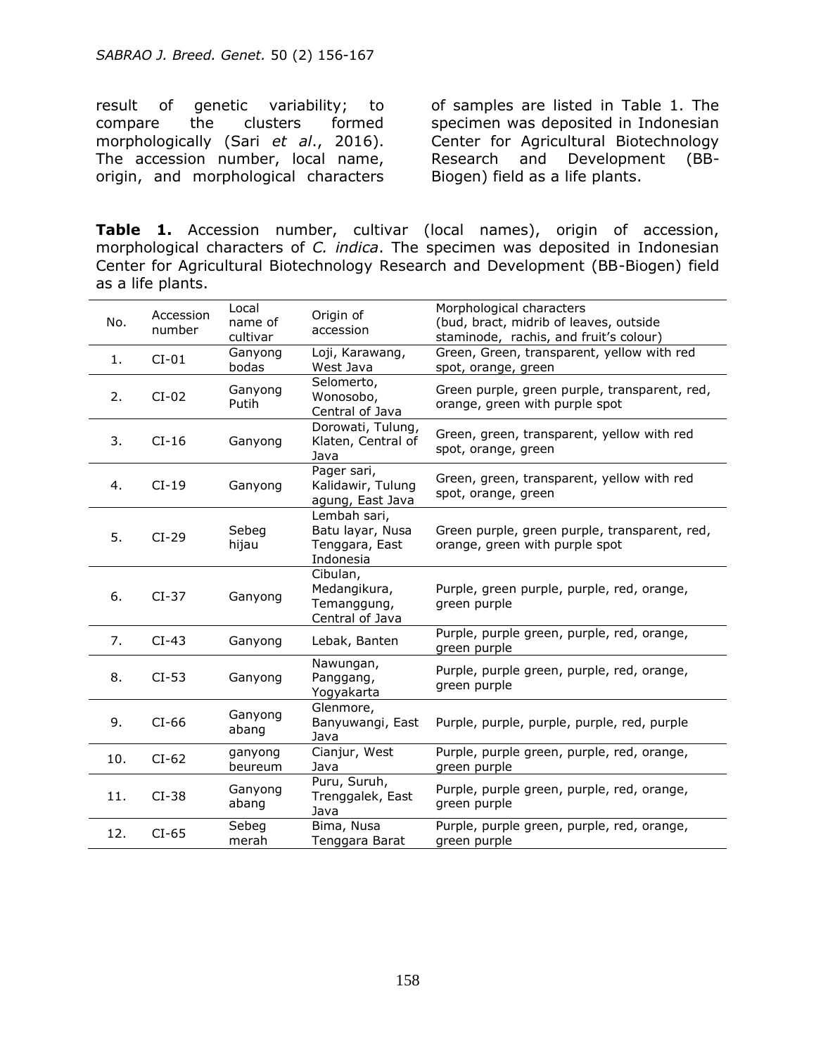result of genetic variability; to compare the clusters formed morphologically (Sari *et al*., 2016). The accession number, local name, origin, and morphological characters of samples are listed in Table 1. The specimen was deposited in Indonesian Center for Agricultural Biotechnology Research and Development (BB-Biogen) field as a life plants.

**Table 1.** Accession number, cultivar (local names), origin of accession, morphological characters of *C. indica*. The specimen was deposited in Indonesian Center for Agricultural Biotechnology Research and Development (BB-Biogen) field as a life plants.

| No. | Accession number | Local name of cultivar | Origin of accession | Morphological characters (bud, bract, midrib of leaves, outside staminode, rachis, and fruit's colour) |
|---|---|---|---|---|
| 1. | CI-01 | Ganyong bodas | Loji, Karawang, West Java | Green, Green, transparent, yellow with red spot, orange, green |
| 2. | CI-02 | Ganyong Putih | Selomerto, Wonosobo, Central of Java | Green purple, green purple, transparent, red, orange, green with purple spot |
| 3. | CI-16 | Ganyong | Dorowati, Tulung, Klaten, Central of Java | Green, green, transparent, yellow with red spot, orange, green |
| 4. | CI-19 | Ganyong | Pager sari, Kalidawir, Tulung agung, East Java | Green, green, transparent, yellow with red spot, orange, green |
| 5. | CI-29 | Sebeg hijau | Lembah sari, Batu layar, Nusa Tenggara, East Indonesia | Green purple, green purple, transparent, red, orange, green with purple spot |
| 6. | CI-37 | Ganyong | Cibulan, Medangikura, Temanggung, Central of Java | Purple, green purple, purple, red, orange, green purple |
| 7. | CI-43 | Ganyong | Lebak, Banten | Purple, purple green, purple, red, orange, green purple |
| 8. | CI-53 | Ganyong | Nawungan, Panggang, Yogyakarta | Purple, purple green, purple, red, orange, green purple |
| 9. | CI-66 | Ganyong abang | Glenmore, Banyuwangi, East Java | Purple, purple, purple, purple, red, purple |
| 10. | CI-62 | ganyong beureum | Cianjur, West Java | Purple, purple green, purple, red, orange, green purple |
| 11. | CI-38 | Ganyong abang | Puru, Suruh, Trenggalek, East Java | Purple, purple green, purple, red, orange, green purple |
| 12. | CI-65 | Sebeg merah | Bima, Nusa Tenggara Barat | Purple, purple green, purple, red, orange, green purple |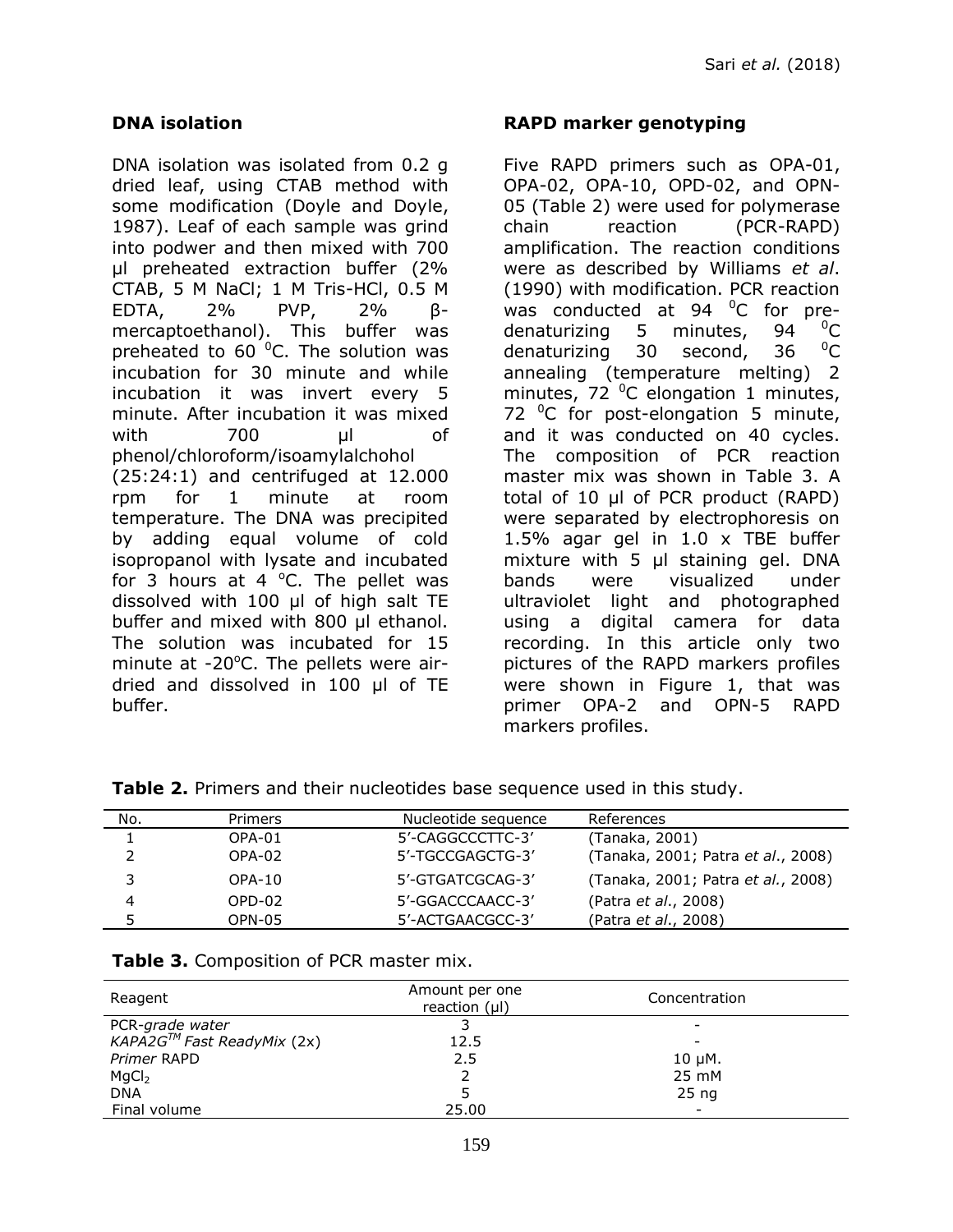### DNA isolation

DNA isolation was isolated from 0.2 g dried leaf, using CTAB method with some modification (Doyle and Doyle, 1987). Leaf of each sample was grind into podwer and then mixed with 700 µl preheated extraction buffer (2% CTAB, 5 M NaCl; 1 M Tris-HCl, 0.5 M EDTA, 2% PVP, 2% β-mercaptoethanol). This buffer was preheated to 60 $^0$C. The solution was incubation for 30 minute and while incubation it was invert every 5 minute. After incubation it was mixed with 700 µl of phenol/chloroform/isoamylalchohol (25:24:1) and centrifuged at 12.000 rpm for 1 minute at room temperature. The DNA was precipited by adding equal volume of cold isopropanol with lysate and incubated for 3 hours at 4 $^o$C. The pellet was dissolved with 100 µl of high salt TE buffer and mixed with 800 µl ethanol. The solution was incubated for 15 minute at -20$^o$C. The pellets were air-dried and dissolved in 100 µl of TE buffer.

### RAPD marker genotyping

Five RAPD primers such as OPA-01, OPA-02, OPA-10, OPD-02, and OPN-05 (Table 2) were used for polymerase chain reaction (PCR-RAPD) amplification. The reaction conditions were as described by Williams *et al*. (1990) with modification. PCR reaction was conducted at 94 $^0$C for pre-denaturizing 5 minutes, 94 $^0$C denaturizing 30 second, 36 $^0$C annealing (temperature melting) 2 minutes, 72 $^0$C elongation 1 minutes, 72 $^0$C for post-elongation 5 minute, and it was conducted on 40 cycles. The composition of PCR reaction master mix was shown in Table 3. A total of 10 µl of PCR product (RAPD) were separated by electrophoresis on 1.5% agar gel in 1.0 x TBE buffer mixture with 5 µl staining gel. DNA bands were visualized under ultraviolet light and photographed using a digital camera for data recording. In this article only two pictures of the RAPD markers profiles were shown in Figure 1, that was primer OPA-2 and OPN-5 RAPD markers profiles.

**Table 2.** Primers and their nucleotides base sequence used in this study.

| No. | Primers | Nucleotide sequence | References |
|---|---|---|---|
| 1 | OPA-01 | 5'-CAGGCCCTTC-3' | (Tanaka, 2001) |
| 2 | OPA-02 | 5'-TGCCGAGCTG-3' | (Tanaka, 2001; Patra *et al*., 2008) |
| 3 | OPA-10 | 5'-GTGATCGCAG-3' | (Tanaka, 2001; Patra *et al*., 2008) |
| 4 | OPD-02 | 5'-GGACCCAACC-3' | (Patra *et al*., 2008) |
| 5 | OPN-05 | 5'-ACTGAACGCC-3' | (Patra *et al*., 2008) |

**Table 3.** Composition of PCR master mix.

| Reagent | Amount per one reaction (µl) | Concentration |
|---|---|---|
| PCR-*grade water* | 3 | - |
| *KAPA2G™ Fast ReadyMix* (2x) | 12.5 | - |
| *Primer* RAPD | 2.5 | 10 µM. |
| $MgCl_2$ | 2 | 25 mM |
| DNA | 5 | 25 ng |
| Final volume | 25.00 | - |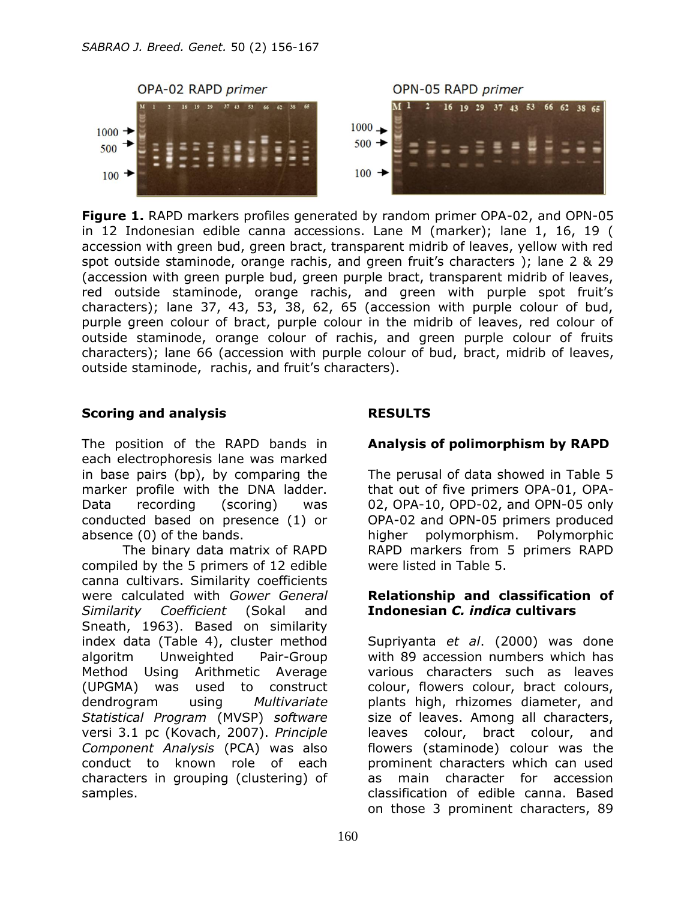**Figure 1.** RAPD markers profiles generated by random primer OPA-02, and OPN-05 in 12 Indonesian edible canna accessions. Lane M (marker); lane 1, 16, 19 ( accession with green bud, green bract, transparent midrib of leaves, yellow with red spot outside staminode, orange rachis, and green fruit's characters ); lane 2 & 29 (accession with green purple bud, green purple bract, transparent midrib of leaves, red outside staminode, orange rachis, and green with purple spot fruit's characters); lane 37, 43, 53, 38, 62, 65 (accession with purple colour of bud, purple green colour of bract, purple colour in the midrib of leaves, red colour of outside staminode, orange colour of rachis, and green purple colour of fruits characters); lane 66 (accession with purple colour of bud, bract, midrib of leaves, outside staminode, rachis, and fruit's characters).

### Scoring and analysis

The position of the RAPD bands in each electrophoresis lane was marked in base pairs (bp), by comparing the marker profile with the DNA ladder. Data recording (scoring) was conducted based on presence (1) or absence (0) of the bands.

The binary data matrix of RAPD compiled by the 5 primers of 12 edible canna cultivars. Similarity coefficients were calculated with *Gower General Similarity Coefficient* (Sokal and Sneath, 1963). Based on similarity index data (Table 4), cluster method algoritm Unweighted Pair-Group Method Using Arithmetic Average (UPGMA) was used to construct dendrogram using *Multivariate Statistical Program* (MVSP) *software* versi 3.1 pc (Kovach, 2007). *Principle Component Analysis* (PCA) was also conduct to known role of each characters in grouping (clustering) of samples.

## RESULTS

### Analysis of polimorphism by RAPD

The perusal of data showed in Table 5 that out of five primers OPA-01, OPA-02, OPA-10, OPD-02, and OPN-05 only OPA-02 and OPN-05 primers produced higher polymorphism. Polymorphic RAPD markers from 5 primers RAPD were listed in Table 5.

### Relationship and classification of Indonesian *C. indica* cultivars

Supriyanta *et al*. (2000) was done with 89 accession numbers which has various characters such as leaves colour, flowers colour, bract colours, plants high, rhizomes diameter, and size of leaves. Among all characters, leaves colour, bract colour, and flowers (staminode) colour was the prominent characters which can used as main character for accession classification of edible canna. Based on those 3 prominent characters, 89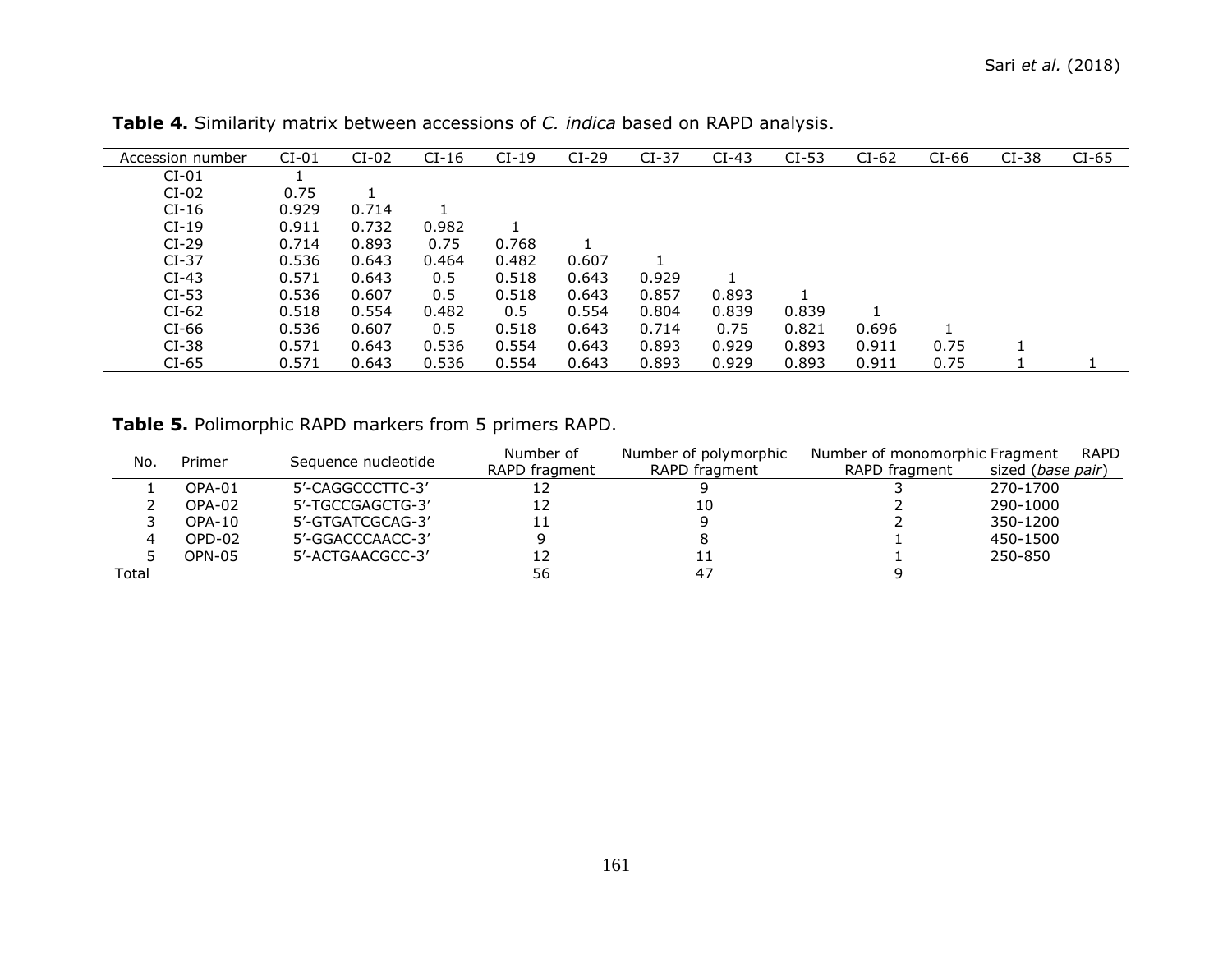**Table 4.** Similarity matrix between accessions of *C. indica* based on RAPD analysis.

| Accession number | CI-01 | CI-02 | CI-16 | CI-19 | CI-29 | CI-37 | CI-43 | CI-53 | CI-62 | CI-66 | CI-38 | CI-65 |
|---|---|---|---|---|---|---|---|---|---|---|---|---|
| CI-01 | 1 | | | | | | | | | | | |
| CI-02 | 0.75 | 1 | | | | | | | | | | |
| CI-16 | 0.929 | 0.714 | 1 | | | | | | | | | |
| CI-19 | 0.911 | 0.732 | 0.982 | 1 | | | | | | | | |
| CI-29 | 0.714 | 0.893 | 0.75 | 0.768 | 1 | | | | | | | |
| CI-37 | 0.536 | 0.643 | 0.464 | 0.482 | 0.607 | 1 | | | | | | |
| CI-43 | 0.571 | 0.643 | 0.5 | 0.518 | 0.643 | 0.929 | 1 | | | | | |
| CI-53 | 0.536 | 0.607 | 0.5 | 0.518 | 0.643 | 0.857 | 0.893 | 1 | | | | |
| CI-62 | 0.518 | 0.554 | 0.482 | 0.5 | 0.554 | 0.804 | 0.839 | 0.839 | 1 | | | |
| CI-66 | 0.536 | 0.607 | 0.5 | 0.518 | 0.643 | 0.714 | 0.75 | 0.821 | 0.696 | 1 | | |
| CI-38 | 0.571 | 0.643 | 0.536 | 0.554 | 0.643 | 0.893 | 0.929 | 0.893 | 0.911 | 0.75 | 1 | |
| CI-65 | 0.571 | 0.643 | 0.536 | 0.554 | 0.643 | 0.893 | 0.929 | 0.893 | 0.911 | 0.75 | 1 | 1 |

**Table 5.** Polimorphic RAPD markers from 5 primers RAPD.

| No. | Primer | Sequence nucleotide | Number of RAPD fragment | Number of polymorphic RAPD fragment | Number of monomorphic RAPD fragment | Fragment RAPD sized (*base pair*) |
|---|---|---|---|---|---|---|
| 1 | OPA-01 | 5'-CAGGCCCTTC-3' | 12 | 9 | 3 | 270-1700 |
| 2 | OPA-02 | 5'-TGCCGAGCTG-3' | 12 | 10 | 2 | 290-1000 |
| 3 | OPA-10 | 5'-GTGATCGCAG-3' | 11 | 9 | 2 | 350-1200 |
| 4 | OPD-02 | 5'-GGACCCAACC-3' | 9 | 8 | 1 | 450-1500 |
| 5 | OPN-05 | 5'-ACTGAACGCC-3' | 12 | 11 | 1 | 250-850 |
| Total | | | 56 | 47 | 9 | |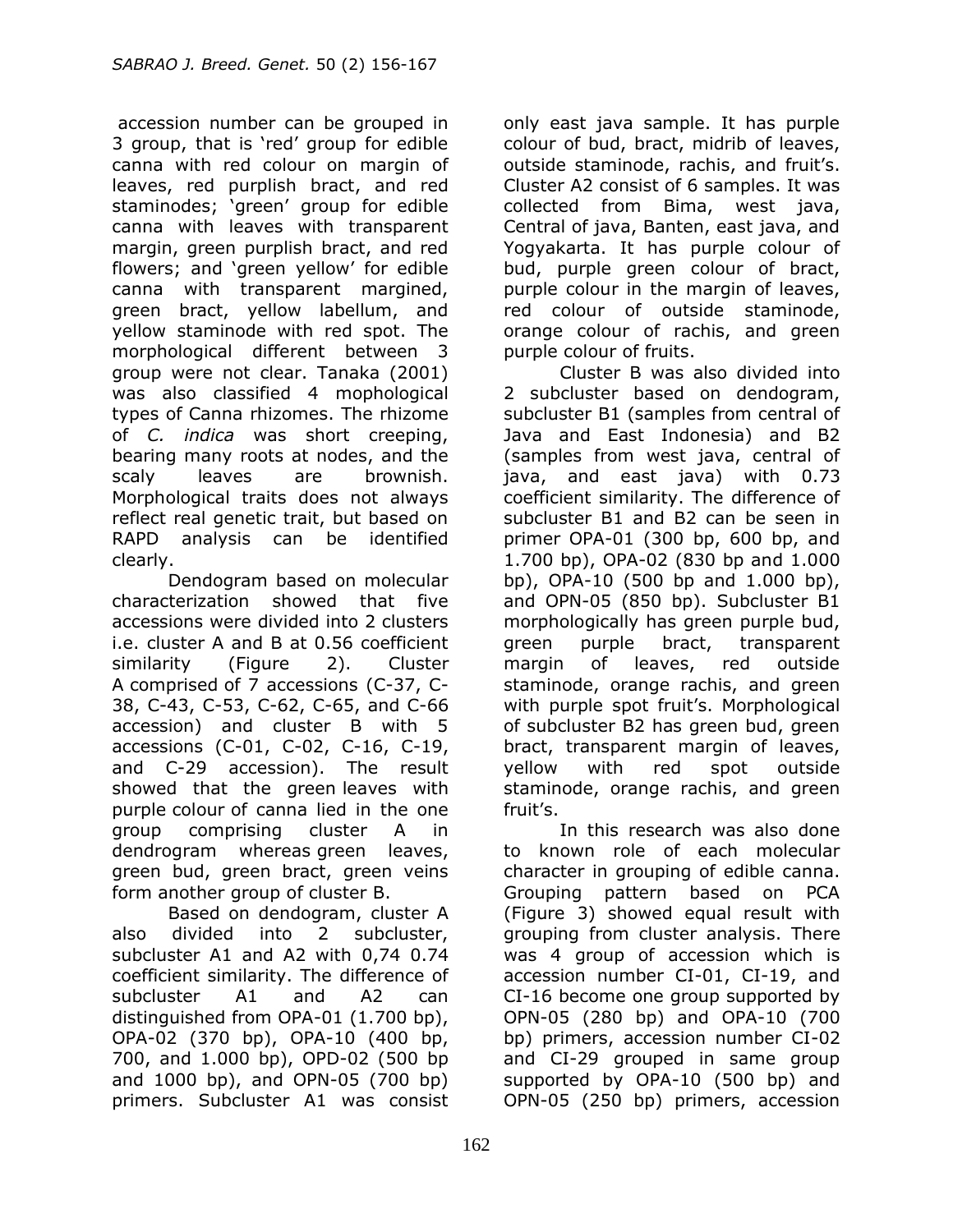accession number can be grouped in 3 group, that is 'red' group for edible canna with red colour on margin of leaves, red purplish bract, and red staminodes; 'green' group for edible canna with leaves with transparent margin, green purplish bract, and red flowers; and 'green yellow' for edible canna with transparent margined, green bract, yellow labellum, and yellow staminode with red spot. The morphological different between 3 group were not clear. Tanaka (2001) was also classified 4 mophological types of Canna rhizomes. The rhizome of *C. indica* was short creeping, bearing many roots at nodes, and the scaly leaves are brownish. Morphological traits does not always reflect real genetic trait, but based on RAPD analysis can be identified clearly.

Dendogram based on molecular characterization showed that five accessions were divided into 2 clusters i.e. cluster A and B at 0.56 coefficient similarity (Figure 2). Cluster A comprised of 7 accessions (C-37, C-38, C-43, C-53, C-62, C-65, and C-66 accession) and cluster B with 5 accessions (C-01, C-02, C-16, C-19, and C-29 accession). The result showed that the green leaves with purple colour of canna lied in the one group comprising cluster A in dendrogram whereas green leaves, green bud, green bract, green veins form another group of cluster B.

Based on dendogram, cluster A also divided into 2 subcluster, subcluster A1 and A2 with 0,74 0.74 coefficient similarity. The difference of subcluster A1 and A2 can distinguished from OPA-01 (1.700 bp), OPA-02 (370 bp), OPA-10 (400 bp, 700, and 1.000 bp), OPD-02 (500 bp and 1000 bp), and OPN-05 (700 bp) primers. Subcluster A1 was consist only east java sample. It has purple colour of bud, bract, midrib of leaves, outside staminode, rachis, and fruit's. Cluster A2 consist of 6 samples. It was collected from Bima, west java, Central of java, Banten, east java, and Yogyakarta. It has purple colour of bud, purple green colour of bract, purple colour in the margin of leaves, red colour of outside staminode, orange colour of rachis, and green purple colour of fruits.

Cluster B was also divided into 2 subcluster based on dendogram, subcluster B1 (samples from central of Java and East Indonesia) and B2 (samples from west java, central of java, and east java) with 0.73 coefficient similarity. The difference of subcluster B1 and B2 can be seen in primer OPA-01 (300 bp, 600 bp, and 1.700 bp), OPA-02 (830 bp and 1.000 bp), OPA-10 (500 bp and 1.000 bp), and OPN-05 (850 bp). Subcluster B1 morphologically has green purple bud, green purple bract, transparent margin of leaves, red outside staminode, orange rachis, and green with purple spot fruit's. Morphological of subcluster B2 has green bud, green bract, transparent margin of leaves, yellow with red spot outside staminode, orange rachis, and green fruit's.

In this research was also done to known role of each molecular character in grouping of edible canna. Grouping pattern based on PCA (Figure 3) showed equal result with grouping from cluster analysis. There was 4 group of accession which is accession number CI-01, CI-19, and CI-16 become one group supported by OPN-05 (280 bp) and OPA-10 (700 bp) primers, accession number CI-02 and CI-29 grouped in same group supported by OPA-10 (500 bp) and OPN-05 (250 bp) primers, accession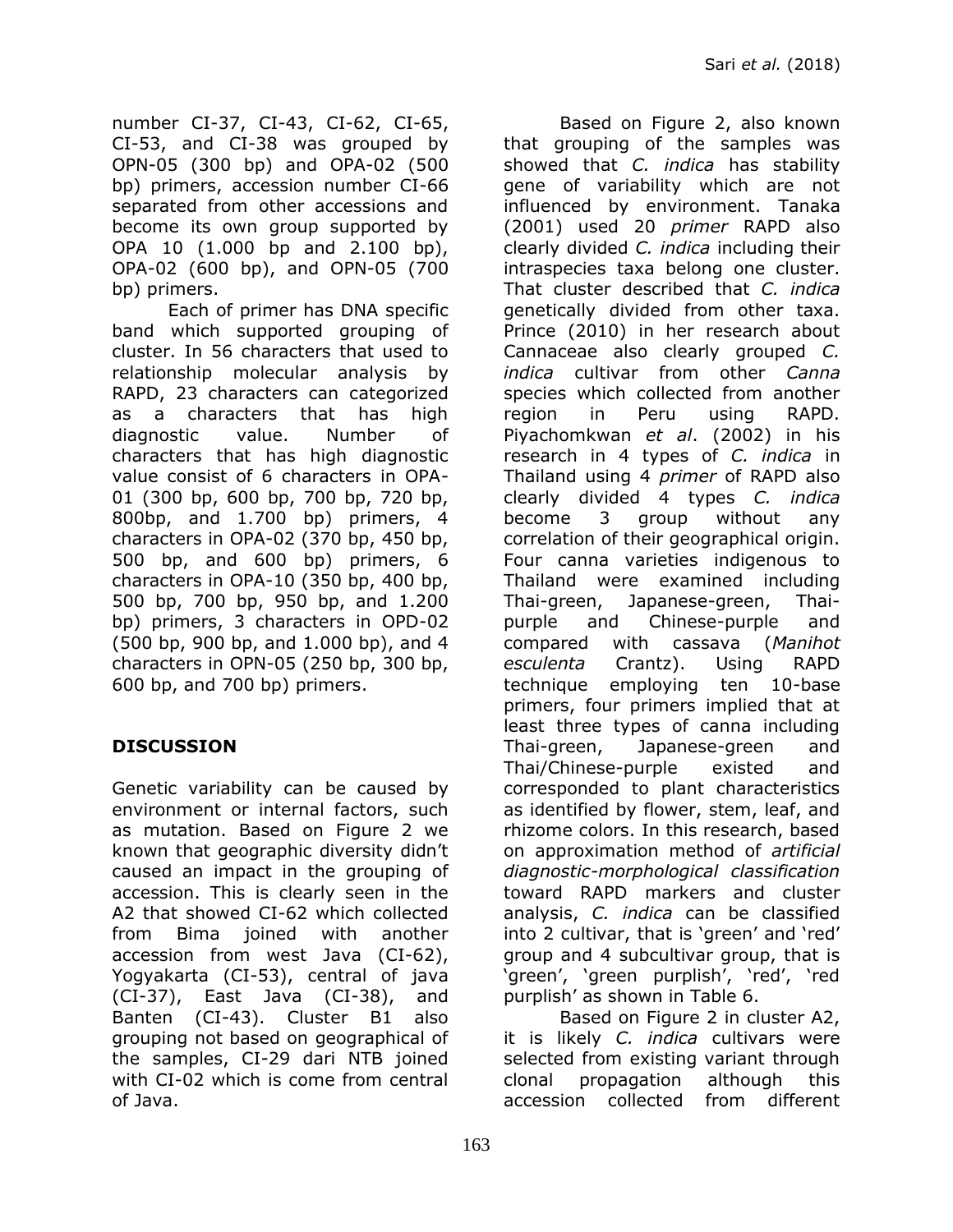number CI-37, CI-43, CI-62, CI-65, CI-53, and CI-38 was grouped by OPN-05 (300 bp) and OPA-02 (500 bp) primers, accession number CI-66 separated from other accessions and become its own group supported by OPA 10 (1.000 bp and 2.100 bp), OPA-02 (600 bp), and OPN-05 (700 bp) primers.

Each of primer has DNA specific band which supported grouping of cluster. In 56 characters that used to relationship molecular analysis by RAPD, 23 characters can categorized as a characters that has high diagnostic value. Number of characters that has high diagnostic value consist of 6 characters in OPA-01 (300 bp, 600 bp, 700 bp, 720 bp, 800bp, and 1.700 bp) primers, 4 characters in OPA-02 (370 bp, 450 bp, 500 bp, and 600 bp) primers, 6 characters in OPA-10 (350 bp, 400 bp, 500 bp, 700 bp, 950 bp, and 1.200 bp) primers, 3 characters in OPD-02 (500 bp, 900 bp, and 1.000 bp), and 4 characters in OPN-05 (250 bp, 300 bp, 600 bp, and 700 bp) primers.

## DISCUSSION

Genetic variability can be caused by environment or internal factors, such as mutation. Based on Figure 2 we known that geographic diversity didn't caused an impact in the grouping of accession. This is clearly seen in the A2 that showed CI-62 which collected from Bima joined with another accession from west Java (CI-62), Yogyakarta (CI-53), central of java (CI-37), East Java (CI-38), and Banten (CI-43). Cluster B1 also grouping not based on geographical of the samples, CI-29 dari NTB joined with CI-02 which is come from central of Java.

Based on Figure 2, also known that grouping of the samples was showed that *C. indica* has stability gene of variability which are not influenced by environment. Tanaka (2001) used 20 *primer* RAPD also clearly divided *C. indica* including their intraspecies taxa belong one cluster. That cluster described that *C. indica* genetically divided from other taxa. Prince (2010) in her research about Cannaceae also clearly grouped *C. indica* cultivar from other *Canna* species which collected from another region in Peru using RAPD. Piyachomkwan *et al*. (2002) in his research in 4 types of *C. indica* in Thailand using 4 *primer* of RAPD also clearly divided 4 types *C. indica* become 3 group without any correlation of their geographical origin. Four canna varieties indigenous to Thailand were examined including Thai-green, Japanese-green, Thai-purple and Chinese-purple and compared with cassava (*Manihot esculenta* Crantz). Using RAPD technique employing ten 10-base primers, four primers implied that at least three types of canna including Thai-green, Japanese-green and Thai/Chinese-purple existed and corresponded to plant characteristics as identified by flower, stem, leaf, and rhizome colors. In this research, based on approximation method of *artificial diagnostic-morphological classification* toward RAPD markers and cluster analysis, *C. indica* can be classified into 2 cultivar, that is 'green' and 'red' group and 4 subcultivar group, that is 'green', 'green purplish', 'red', 'red purplish' as shown in Table 6.

Based on Figure 2 in cluster A2, it is likely *C. indica* cultivars were selected from existing variant through clonal propagation although this accession collected from different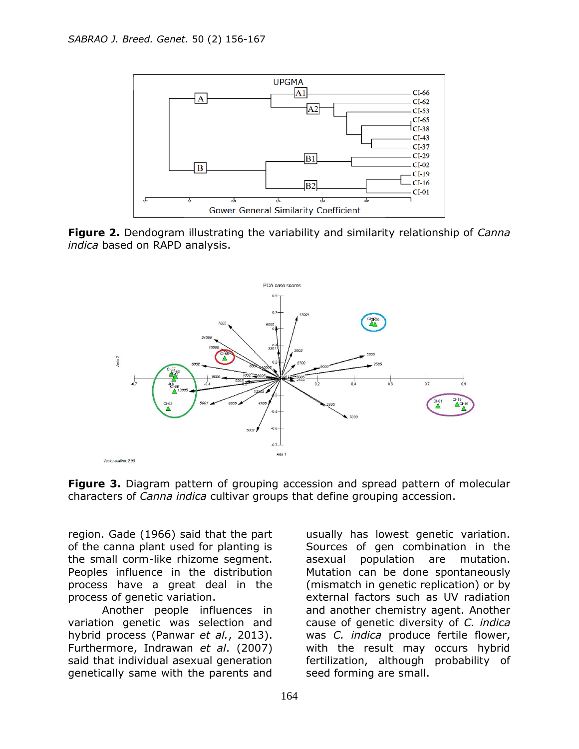**Figure 2.** Dendogram illustrating the variability and similarity relationship of *Canna indica* based on RAPD analysis.

**Figure 3.** Diagram pattern of grouping accession and spread pattern of molecular characters of *Canna indica* cultivar groups that define grouping accession.

region. Gade (1966) said that the part of the canna plant used for planting is the small corm-like rhizome segment. Peoples influence in the distribution process have a great deal in the process of genetic variation.

Another people influences in variation genetic was selection and hybrid process (Panwar *et al.*, 2013). Furthermore, Indrawan *et al*. (2007) said that individual asexual generation genetically same with the parents and usually has lowest genetic variation. Sources of gen combination in the asexual population are mutation. Mutation can be done spontaneously (mismatch in genetic replication) or by external factors such as UV radiation and another chemistry agent. Another cause of genetic diversity of *C. indica* was *C. indica* produce fertile flower, with the result may occurs hybrid fertilization, although probability of seed forming are small.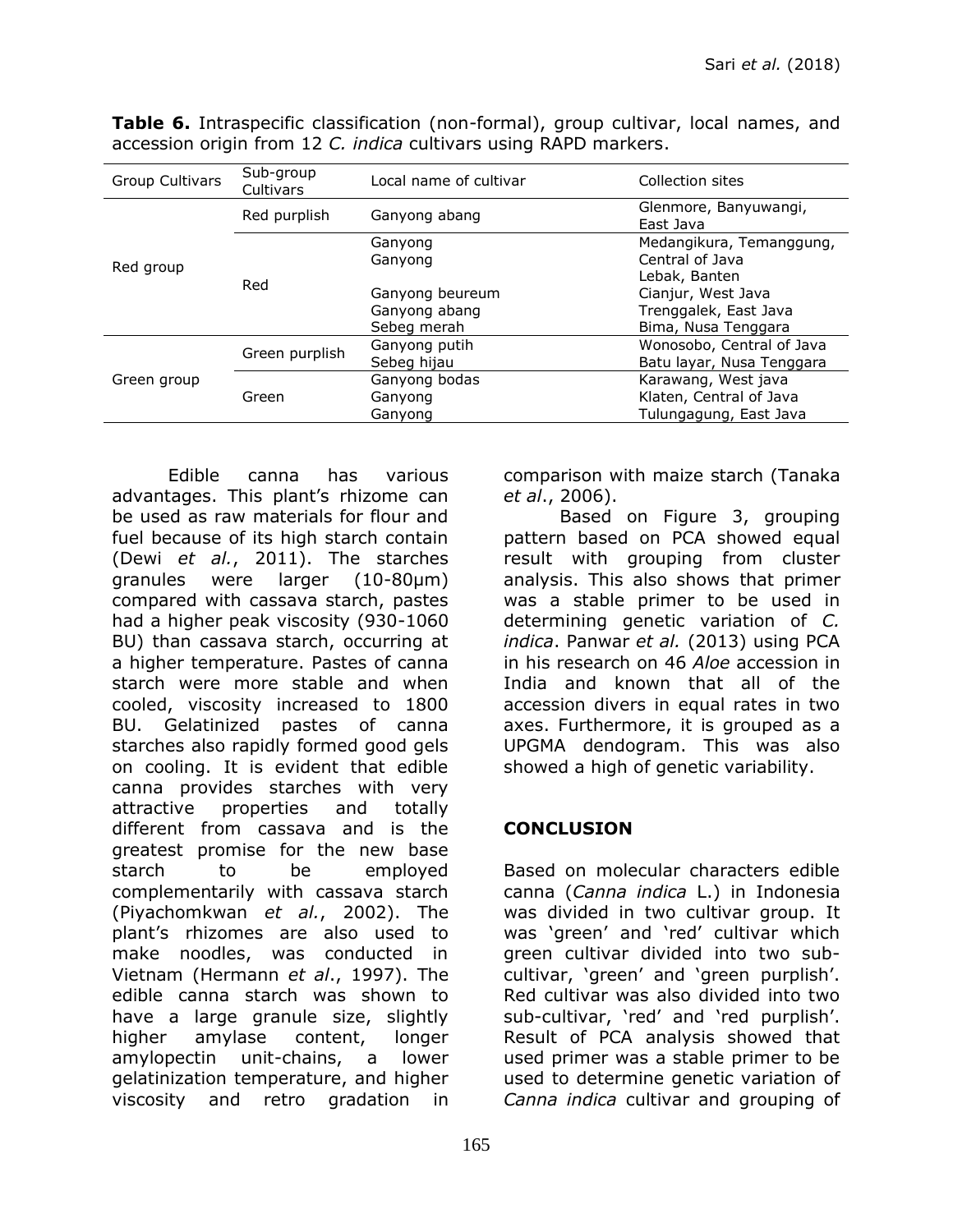**Table 6.** Intraspecific classification (non-formal), group cultivar, local names, and accession origin from 12 *C. indica* cultivars using RAPD markers.

| Group Cultivars | Sub-group Cultivars | Local name of cultivar | Collection sites |
|---|---|---|---|
| Red group | Red purplish | Ganyong abang | Glenmore, Banyuwangi, East Java |
| | Red | Ganyong | Medangikura, Temanggung, Central of Java |
| | | Ganyong | Lebak, Banten |
| | | Ganyong beureum | Cianjur, West Java |
| | | Ganyong abang | Trenggalek, East Java |
| | | Sebeg merah | Bima, Nusa Tenggara |
| Green group | Green purplish | Ganyong putih | Wonosobo, Central of Java |
| | | Sebeg hijau | Batu layar, Nusa Tenggara |
| | Green | Ganyong bodas | Karawang, West java |
| | | Ganyong | Klaten, Central of Java |
| | | Ganyong | Tulungagung, East Java |

Edible canna has various advantages. This plant's rhizome can be used as raw materials for flour and fuel because of its high starch contain (Dewi *et al.*, 2011). The starches granules were larger (10-80μm) compared with cassava starch, pastes had a higher peak viscosity (930-1060 BU) than cassava starch, occurring at a higher temperature. Pastes of canna starch were more stable and when cooled, viscosity increased to 1800 BU. Gelatinized pastes of canna starches also rapidly formed good gels on cooling. It is evident that edible canna provides starches with very attractive properties and totally different from cassava and is the greatest promise for the new base starch to be employed complementarily with cassava starch (Piyachomkwan *et al.*, 2002). The plant's rhizomes are also used to make noodles, was conducted in Vietnam (Hermann *et al*., 1997). The edible canna starch was shown to have a large granule size, slightly higher amylase content, longer amylopectin unit-chains, a lower gelatinization temperature, and higher viscosity and retro gradation in comparison with maize starch (Tanaka *et al*., 2006).

Based on Figure 3, grouping pattern based on PCA showed equal result with grouping from cluster analysis. This also shows that primer was a stable primer to be used in determining genetic variation of *C. indica*. Panwar *et al.* (2013) using PCA in his research on 46 *Aloe* accession in India and known that all of the accession divers in equal rates in two axes. Furthermore, it is grouped as a UPGMA dendogram. This was also showed a high of genetic variability.

## CONCLUSION

Based on molecular characters edible canna (*Canna indica* L.) in Indonesia was divided in two cultivar group. It was 'green' and 'red' cultivar which green cultivar divided into two sub-cultivar, 'green' and 'green purplish'. Red cultivar was also divided into two sub-cultivar, 'red' and 'red purplish'. Result of PCA analysis showed that used primer was a stable primer to be used to determine genetic variation of *Canna indica* cultivar and grouping of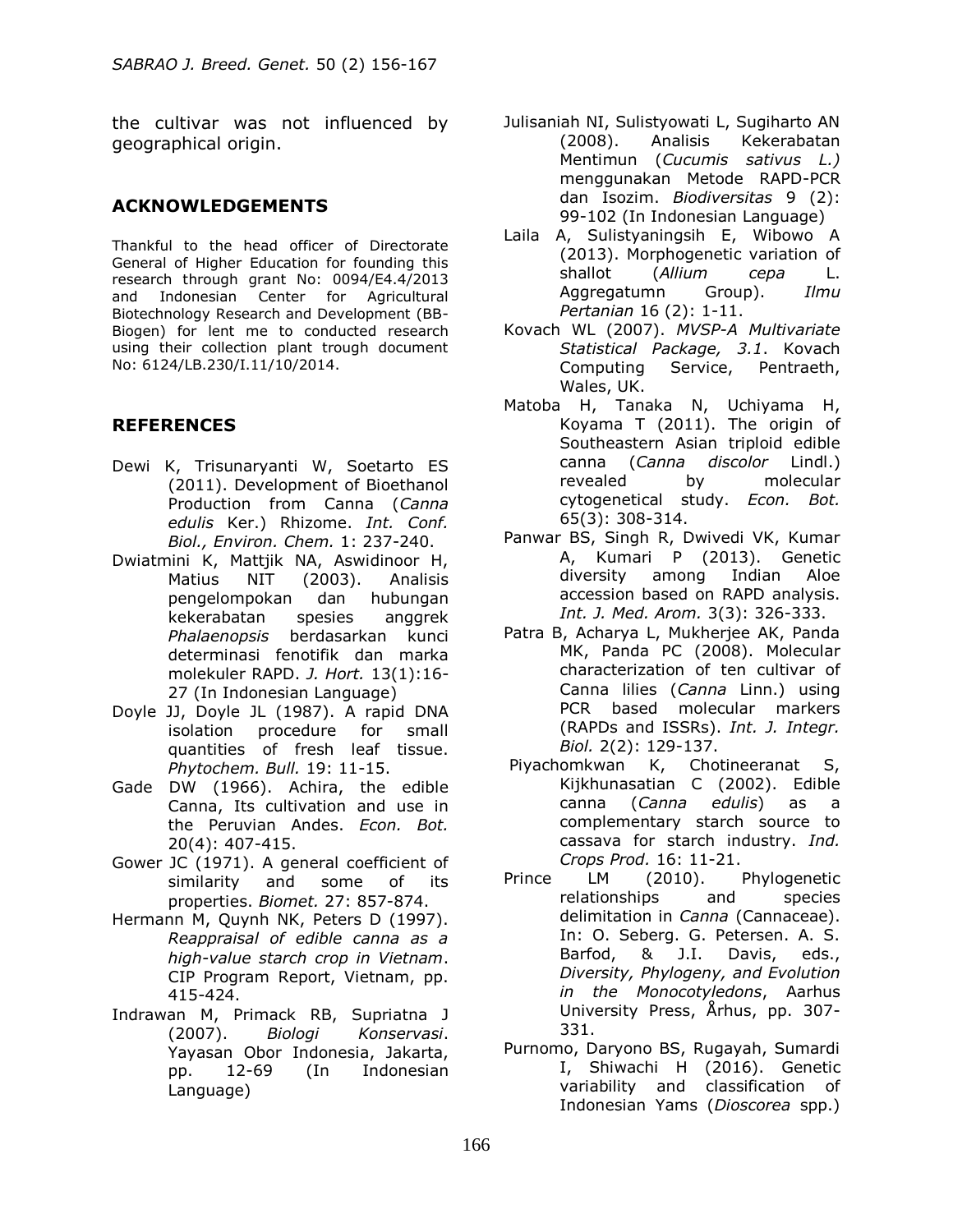the cultivar was not influenced by geographical origin.

## ACKNOWLEDGEMENTS

Thankful to the head officer of Directorate General of Higher Education for founding this research through grant No: 0094/E4.4/2013 and Indonesian Center for Agricultural Biotechnology Research and Development (BB-Biogen) for lent me to conducted research using their collection plant trough document No: 6124/LB.230/I.11/10/2014.

## REFERENCES

Dewi K, Trisunaryanti W, Soetarto ES (2011). Development of Bioethanol Production from Canna (*Canna edulis* Ker.) Rhizome. *Int. Conf. Biol., Environ. Chem.* 1: 237-240.

Dwiatmini K, Mattjik NA, Aswidinoor H, Matius NIT (2003). Analisis pengelompokan dan hubungan kekerabatan spesies anggrek *Phalaenopsis* berdasarkan kunci determinasi fenotifik dan marka molekuler RAPD. *J. Hort.* 13(1):16-27 (In Indonesian Language)

Doyle JJ, Doyle JL (1987). A rapid DNA isolation procedure for small quantities of fresh leaf tissue. *Phytochem. Bull.* 19: 11-15.

Gade DW (1966). Achira, the edible Canna, Its cultivation and use in the Peruvian Andes. *Econ. Bot.* 20(4): 407-415.

Gower JC (1971). A general coefficient of similarity and some of its properties. *Biomet.* 27: 857-874.

Hermann M, Quynh NK, Peters D (1997). *Reappraisal of edible canna as a high-value starch crop in Vietnam*. CIP Program Report, Vietnam, pp. 415-424.

Indrawan M, Primack RB, Supriatna J (2007). *Biologi Konservasi*. Yayasan Obor Indonesia, Jakarta, pp. 12-69 (In Indonesian Language)

Julisaniah NI, Sulistyowati L, Sugiharto AN (2008). Analisis Kekerabatan Mentimun (*Cucumis sativus L.)* menggunakan Metode RAPD-PCR dan Isozim. *Biodiversitas* 9 (2): 99-102 (In Indonesian Language)

Laila A, Sulistyaningsih E, Wibowo A (2013). Morphogenetic variation of shallot (*Allium cepa* L. Aggregatumn Group). *Ilmu Pertanian* 16 (2): 1-11.

Kovach WL (2007). *MVSP-A Multivariate Statistical Package, 3.1*. Kovach Computing Service, Pentraeth, Wales, UK.

Matoba H, Tanaka N, Uchiyama H, Koyama T (2011). The origin of Southeastern Asian triploid edible canna (*Canna discolor* Lindl.) revealed by molecular cytogenetical study. *Econ. Bot.* 65(3): 308-314.

Panwar BS, Singh R, Dwivedi VK, Kumar A, Kumari P (2013). Genetic diversity among Indian Aloe accession based on RAPD analysis. *Int. J. Med. Arom.* 3(3): 326-333.

Patra B, Acharya L, Mukherjee AK, Panda MK, Panda PC (2008). Molecular characterization of ten cultivar of Canna lilies (*Canna* Linn.) using PCR based molecular markers (RAPDs and ISSRs). *Int. J. Integr. Biol.* 2(2): 129-137.

Piyachomkwan K, Chotineeranat S, Kijkhunasatian C (2002). Edible canna (*Canna edulis*) as a complementary starch source to cassava for starch industry. *Ind. Crops Prod.* 16: 11-21.

Prince LM (2010). Phylogenetic relationships and species delimitation in *Canna* (Cannaceae). In: O. Seberg. G. Petersen. A. S. Barfod, & J.I. Davis, eds., *Diversity, Phylogeny, and Evolution in the Monocotyledons*, Aarhus University Press, Århus, pp. 307-331.

Purnomo, Daryono BS, Rugayah, Sumardi I, Shiwachi H (2016). Genetic variability and classification of Indonesian Yams (*Dioscorea* spp.)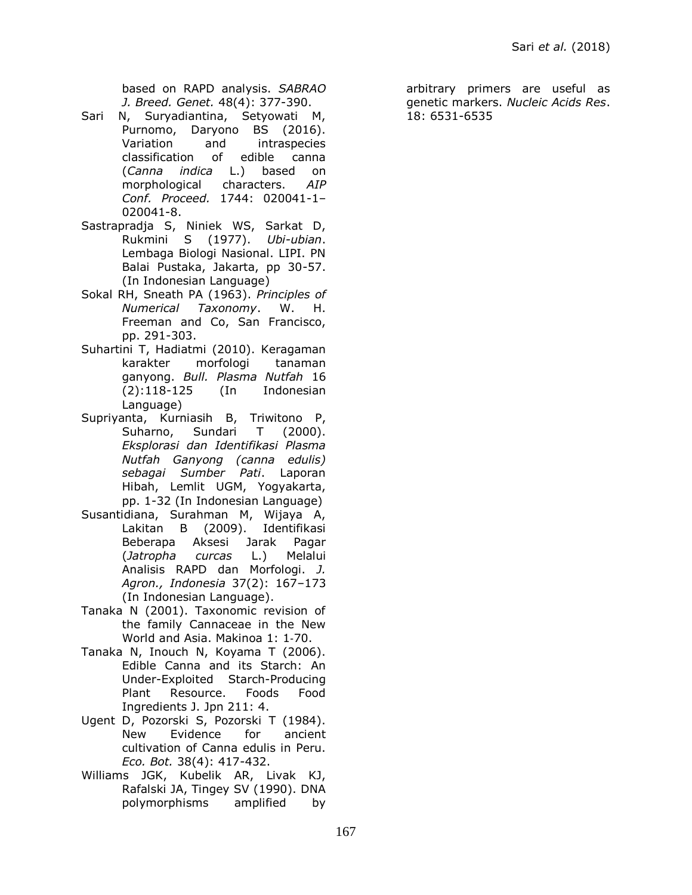based on RAPD analysis. *SABRAO J. Breed. Genet.* 48(4): 377-390.

Sari N, Suryadiantina, Setyowati M, Purnomo, Daryono BS (2016). Variation and intraspecies classification of edible canna (*Canna indica* L.) based on morphological characters. *AIP Conf. Proceed.* 1744: 020041-1–020041-8.

Sastrapradja S, Niniek WS, Sarkat D, Rukmini S (1977). *Ubi-ubian*. Lembaga Biologi Nasional. LIPI. PN Balai Pustaka, Jakarta, pp 30-57. (In Indonesian Language)

Sokal RH, Sneath PA (1963). *Principles of Numerical Taxonomy*. W. H. Freeman and Co, San Francisco, pp. 291-303.

Suhartini T, Hadiatmi (2010). Keragaman karakter morfologi tanaman ganyong. *Bull. Plasma Nutfah* 16 (2):118-125 (In Indonesian Language)

Supriyanta, Kurniasih B, Triwitono P, Suharno, Sundari T (2000). *Eksplorasi dan Identifikasi Plasma Nutfah Ganyong (canna edulis) sebagai Sumber Pati*. Laporan Hibah, Lemlit UGM, Yogyakarta, pp. 1-32 (In Indonesian Language)

Susantidiana, Surahman M, Wijaya A, Lakitan B (2009). Identifikasi Beberapa Aksesi Jarak Pagar (*Jatropha curcas* L.) Melalui Analisis RAPD dan Morfologi. *J. Agron., Indonesia* 37(2): 167–173 (In Indonesian Language).

Tanaka N (2001). Taxonomic revision of the family Cannaceae in the New World and Asia. Makinoa 1: 1-70.

Tanaka N, Inouch N, Koyama T (2006). Edible Canna and its Starch: An Under-Exploited Starch-Producing Plant Resource. Foods Food Ingredients J. Jpn 211: 4.

Ugent D, Pozorski S, Pozorski T (1984). New Evidence for ancient cultivation of Canna edulis in Peru. *Eco. Bot.* 38(4): 417-432.

Williams JGK, Kubelik AR, Livak KJ, Rafalski JA, Tingey SV (1990). DNA polymorphisms amplified by arbitrary primers are useful as genetic markers. *Nucleic Acids Res*. 18: 6531-6535